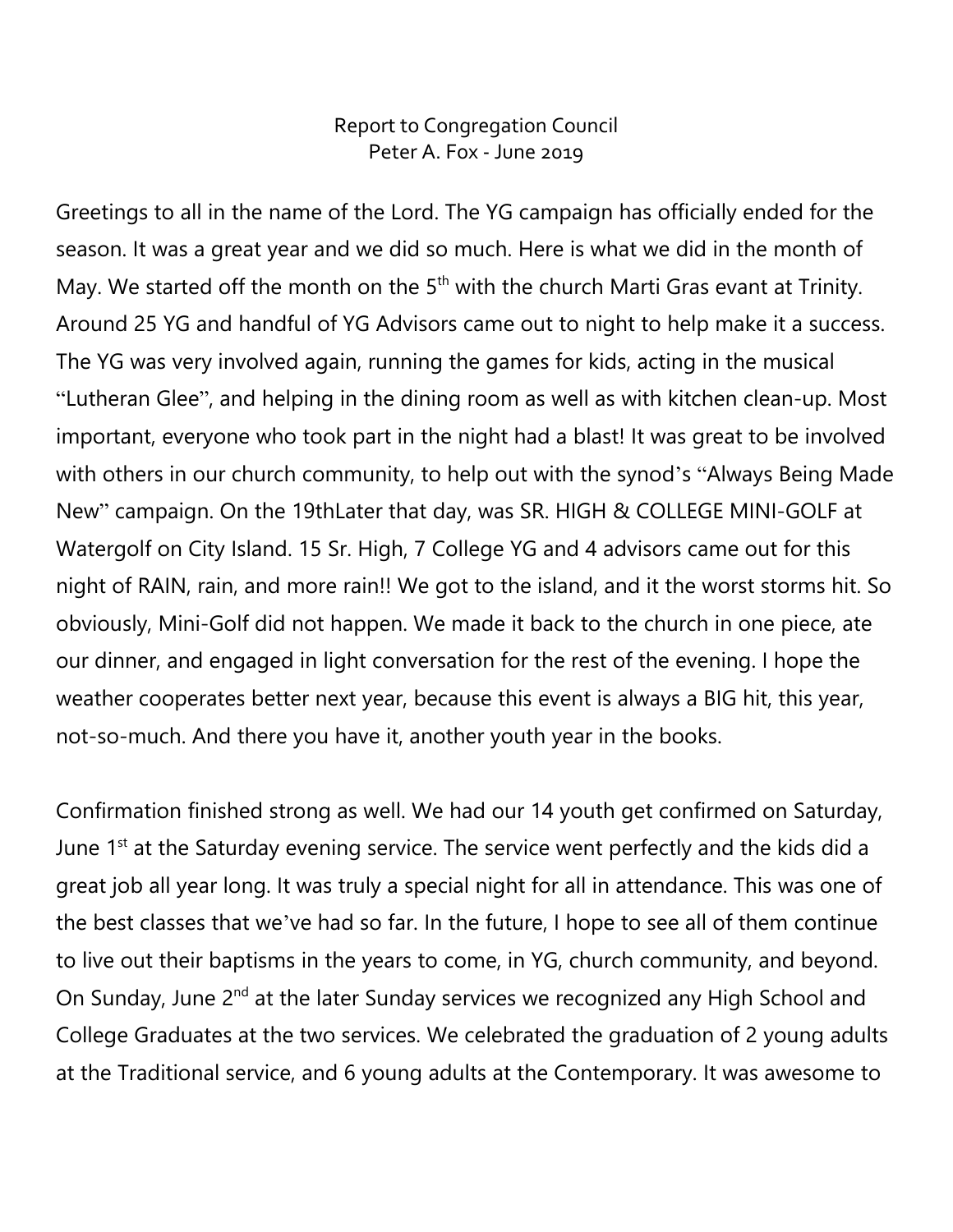Report to Congregation Council
Peter A. Fox - June 2019

Greetings to all in the name of the Lord. The YG campaign has officially ended for the season. It was a great year and we did so much. Here is what we did in the month of May. We started off the month on the 5th with the church Marti Gras evant at Trinity. Around 25 YG and handful of YG Advisors came out to night to help make it a success. The YG was very involved again, running the games for kids, acting in the musical "Lutheran Glee", and helping in the dining room as well as with kitchen clean-up. Most important, everyone who took part in the night had a blast! It was great to be involved with others in our church community, to help out with the synod's "Always Being Made New" campaign. On the 19thLater that day, was SR. HIGH & COLLEGE MINI-GOLF at Watergolf on City Island. 15 Sr. High, 7 College YG and 4 advisors came out for this night of RAIN, rain, and more rain!! We got to the island, and it the worst storms hit. So obviously, Mini-Golf did not happen. We made it back to the church in one piece, ate our dinner, and engaged in light conversation for the rest of the evening. I hope the weather cooperates better next year, because this event is always a BIG hit, this year, not-so-much. And there you have it, another youth year in the books.

Confirmation finished strong as well. We had our 14 youth get confirmed on Saturday, June 1st at the Saturday evening service. The service went perfectly and the kids did a great job all year long. It was truly a special night for all in attendance. This was one of the best classes that we've had so far. In the future, I hope to see all of them continue to live out their baptisms in the years to come, in YG, church community, and beyond. On Sunday, June 2nd at the later Sunday services we recognized any High School and College Graduates at the two services. We celebrated the graduation of 2 young adults at the Traditional service, and 6 young adults at the Contemporary. It was awesome to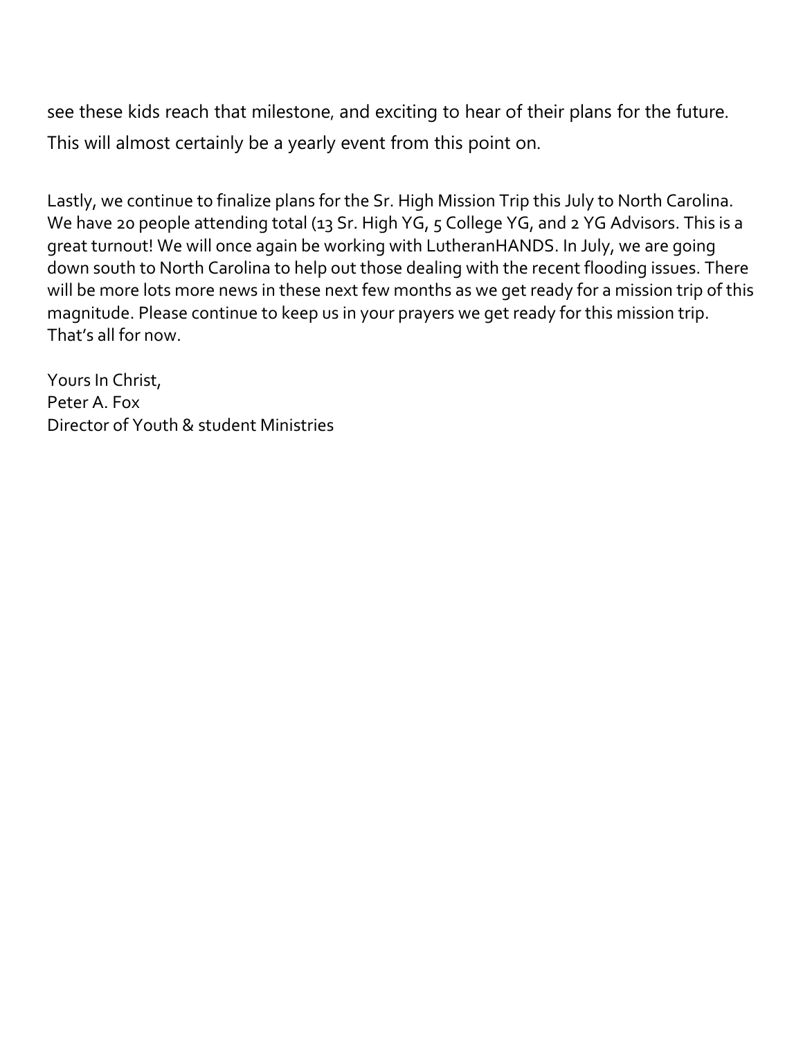see these kids reach that milestone, and exciting to hear of their plans for the future. This will almost certainly be a yearly event from this point on.

Lastly, we continue to finalize plans for the Sr. High Mission Trip this July to North Carolina. We have 20 people attending total (13 Sr. High YG, 5 College YG, and 2 YG Advisors. This is a great turnout! We will once again be working with LutheranHANDS. In July, we are going down south to North Carolina to help out those dealing with the recent flooding issues. There will be more lots more news in these next few months as we get ready for a mission trip of this magnitude. Please continue to keep us in your prayers we get ready for this mission trip. That's all for now.

Yours In Christ,
Peter A. Fox
Director of Youth & student Ministries